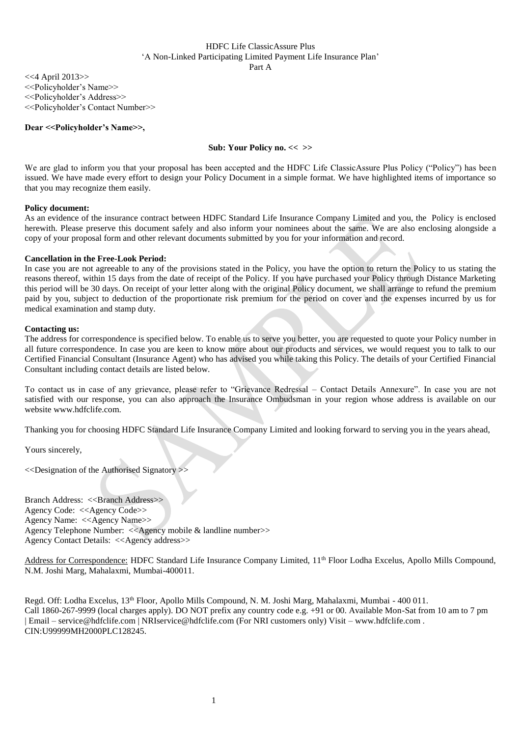HDFC Life ClassicAssure Plus
'A Non-Linked Participating Limited Payment Life Insurance Plan'
Part A

<<4 April 2013>>
<<Policyholder's Name>>
<<Policyholder's Address>>
<<Policyholder's Contact Number>>

**Dear <<Policyholder's Name>>,**

**Sub: Your Policy no. << >>**

We are glad to inform you that your proposal has been accepted and the HDFC Life ClassicAssure Plus Policy ("Policy") has been issued. We have made every effort to design your Policy Document in a simple format. We have highlighted items of importance so that you may recognize them easily.

**Policy document:**
As an evidence of the insurance contract between HDFC Standard Life Insurance Company Limited and you, the Policy is enclosed herewith. Please preserve this document safely and also inform your nominees about the same. We are also enclosing alongside a copy of your proposal form and other relevant documents submitted by you for your information and record.

**Cancellation in the Free-Look Period:**
In case you are not agreeable to any of the provisions stated in the Policy, you have the option to return the Policy to us stating the reasons thereof, within 15 days from the date of receipt of the Policy. If you have purchased your Policy through Distance Marketing this period will be 30 days. On receipt of your letter along with the original Policy document, we shall arrange to refund the premium paid by you, subject to deduction of the proportionate risk premium for the period on cover and the expenses incurred by us for medical examination and stamp duty.

**Contacting us:**
The address for correspondence is specified below. To enable us to serve you better, you are requested to quote your Policy number in all future correspondence. In case you are keen to know more about our products and services, we would request you to talk to our Certified Financial Consultant (Insurance Agent) who has advised you while taking this Policy. The details of your Certified Financial Consultant including contact details are listed below.

To contact us in case of any grievance, please refer to "Grievance Redressal – Contact Details Annexure". In case you are not satisfied with our response, you can also approach the Insurance Ombudsman in your region whose address is available on our website www.hdfclife.com.

Thanking you for choosing HDFC Standard Life Insurance Company Limited and looking forward to serving you in the years ahead,

Yours sincerely,

<<Designation of the Authorised Signatory >>

Branch Address: <<Branch Address>>
Agency Code: <<Agency Code>>
Agency Name: <<Agency Name>>
Agency Telephone Number: <<Agency mobile & landline number>>
Agency Contact Details: <<Agency address>>

Address for Correspondence: HDFC Standard Life Insurance Company Limited, 11th Floor Lodha Excelus, Apollo Mills Compound, N.M. Joshi Marg, Mahalaxmi, Mumbai-400011.

Regd. Off: Lodha Excelus, 13th Floor, Apollo Mills Compound, N. M. Joshi Marg, Mahalaxmi, Mumbai - 400 011.
Call 1860-267-9999 (local charges apply). DO NOT prefix any country code e.g. +91 or 00. Available Mon-Sat from 10 am to 7 pm | Email – service@hdfclife.com | NRIservice@hdfclife.com (For NRI customers only) Visit – www.hdfclife.com .
CIN:U99999MH2000PLC128245.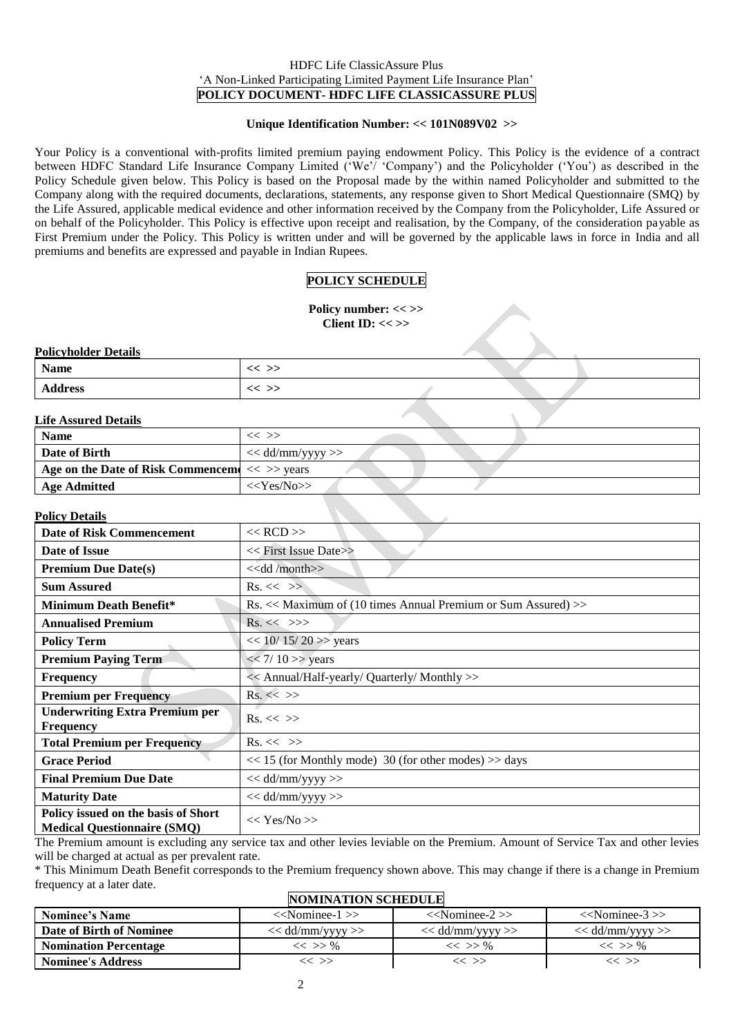HDFC Life ClassicAssure Plus

'A Non-Linked Participating Limited Payment Life Insurance Plan'

**POLICY DOCUMENT- HDFC LIFE CLASSICASSURE PLUS**

**Unique Identification Number: << 101N089V02 >>**

Your Policy is a conventional with-profits limited premium paying endowment Policy. This Policy is the evidence of a contract between HDFC Standard Life Insurance Company Limited ('We'/ 'Company') and the Policyholder ('You') as described in the Policy Schedule given below. This Policy is based on the Proposal made by the within named Policyholder and submitted to the Company along with the required documents, declarations, statements, any response given to Short Medical Questionnaire (SMQ) by the Life Assured, applicable medical evidence and other information received by the Company from the Policyholder, Life Assured or on behalf of the Policyholder. This Policy is effective upon receipt and realisation, by the Company, of the consideration payable as First Premium under the Policy. This Policy is written under and will be governed by the applicable laws in force in India and all premiums and benefits are expressed and payable in Indian Rupees.

**POLICY SCHEDULE**

**Policy number: << >>**
**Client ID: << >>**

**Policyholder Details**

| | |
|---|---|
| **Name** | << >> |
| **Address** | << >> |

**Life Assured Details**

| | |
|---|---|
| **Name** | << >> |
| **Date of Birth** | << dd/mm/yyyy >> |
| **Age on the Date of Risk Commenceme** | << >> years |
| **Age Admitted** | <<Yes/No>> |

**Policy Details**

| | |
|---|---|
| **Date of Risk Commencement** | << RCD >> |
| **Date of Issue** | << First Issue Date>> |
| **Premium Due Date(s)** | <<dd /month>> |
| **Sum Assured** | Rs. << >> |
| **Minimum Death Benefit*** | Rs. << Maximum of (10 times Annual Premium or Sum Assured) >> |
| **Annualised Premium** | Rs. << >>> |
| **Policy Term** | << 10/ 15/ 20 >> years |
| **Premium Paying Term** | << 7/ 10 >> years |
| **Frequency** | << Annual/Half-yearly/ Quarterly/ Monthly >> |
| **Premium per Frequency** | Rs. << >> |
| **Underwriting Extra Premium per Frequency** | Rs. << >> |
| **Total Premium per Frequency** | Rs. << >> |
| **Grace Period** | << 15 (for Monthly mode) 30 (for other modes) >> days |
| **Final Premium Due Date** | << dd/mm/yyyy >> |
| **Maturity Date** | << dd/mm/yyyy >> |
| **Policy issued on the basis of Short Medical Questionnaire (SMQ)** | << Yes/No >> |

The Premium amount is excluding any service tax and other levies leviable on the Premium. Amount of Service Tax and other levies will be charged at actual as per prevalent rate.

* This Minimum Death Benefit corresponds to the Premium frequency shown above. This may change if there is a change in Premium frequency at a later date.

**NOMINATION SCHEDULE**

| | | | |
|---|---|---|---|
| **Nominee's Name** | <<Nominee-1 >> | <<Nominee-2 >> | <<Nominee-3 >> |
| **Date of Birth of Nominee** | << dd/mm/yyyy >> | << dd/mm/yyyy >> | << dd/mm/yyyy >> |
| **Nomination Percentage** | << >> % | << >> % | << >> % |
| **Nominee's Address** | << >> | << >> | << >> |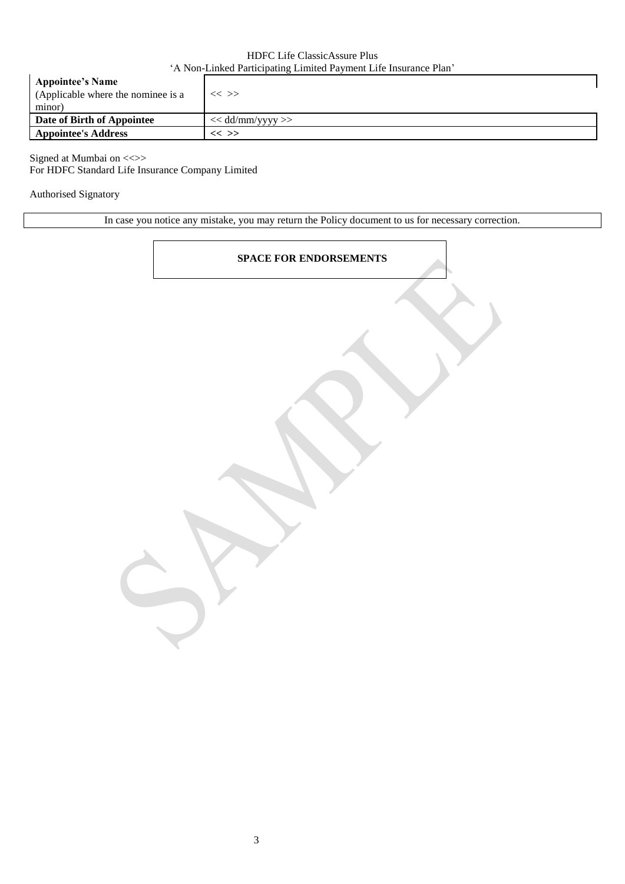| **Appointee's Name** (Applicable where the nominee is a minor) | << >> |
|---|---|
| **Date of Birth of Appointee** | << dd/mm/yyyy >> |
| **Appointee's Address** | << >> |

Signed at Mumbai on <<>>
For HDFC Standard Life Insurance Company Limited

Authorised Signatory

In case you notice any mistake, you may return the Policy document to us for necessary correction.

**SPACE FOR ENDORSEMENTS**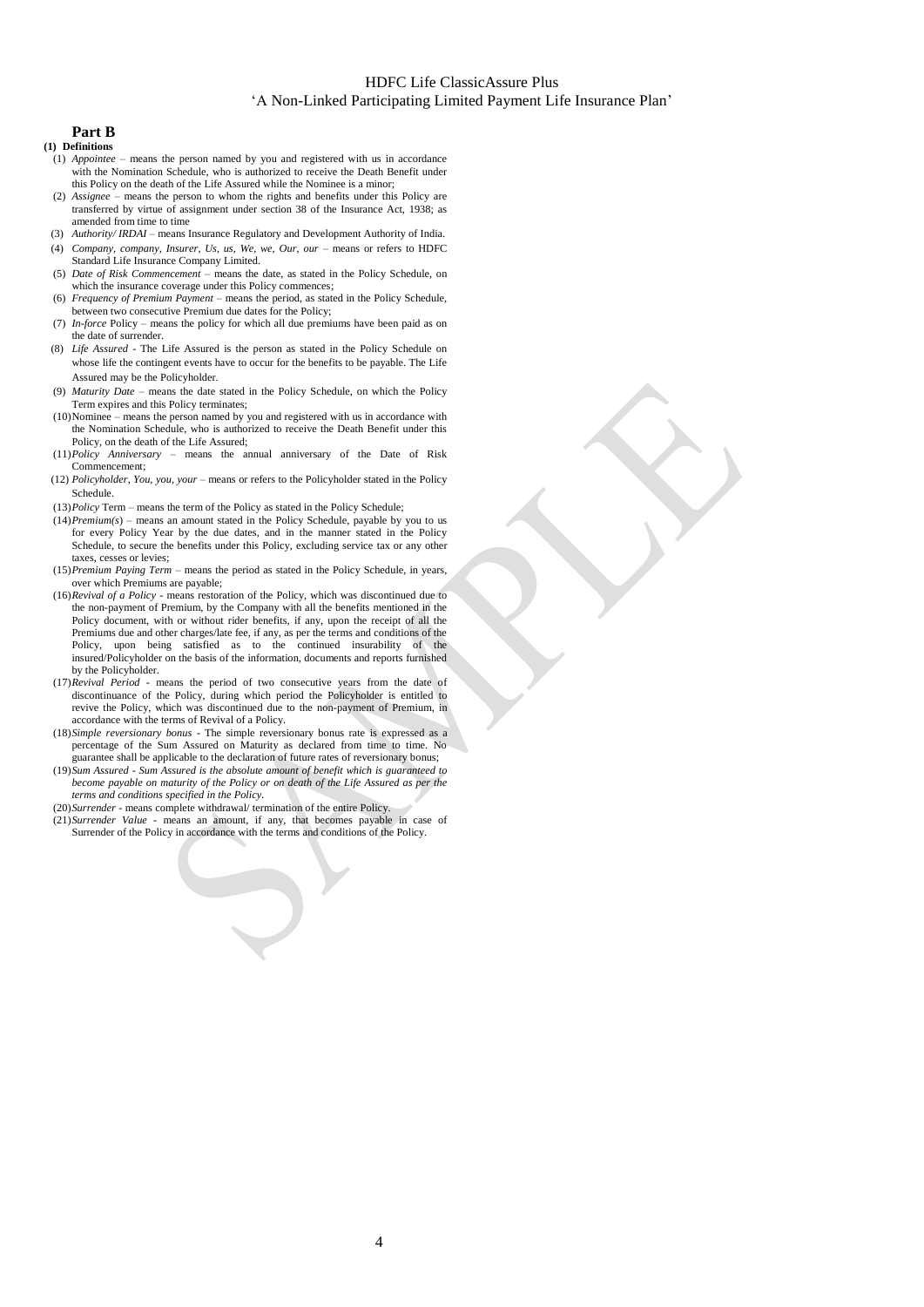HDFC Life ClassicAssure Plus
'A Non-Linked Participating Limited Payment Life Insurance Plan'

## Part B

**(1) Definitions**

(1) *Appointee* – means the person named by you and registered with us in accordance with the Nomination Schedule, who is authorized to receive the Death Benefit under this Policy on the death of the Life Assured while the Nominee is a minor;

(2) *Assignee* – means the person to whom the rights and benefits under this Policy are transferred by virtue of assignment under section 38 of the Insurance Act, 1938; as amended from time to time

(3) *Authority/ IRDAI* – means Insurance Regulatory and Development Authority of India.

(4) *Company, company, Insurer, Us, us, We, we, Our, our* – means or refers to HDFC Standard Life Insurance Company Limited.

(5) *Date of Risk Commencement* – means the date, as stated in the Policy Schedule, on which the insurance coverage under this Policy commences;

(6) *Frequency of Premium Payment* – means the period, as stated in the Policy Schedule, between two consecutive Premium due dates for the Policy;

(7) *In-force* Policy – means the policy for which all due premiums have been paid as on the date of surrender.

(8) *Life Assured* - The Life Assured is the person as stated in the Policy Schedule on whose life the contingent events have to occur for the benefits to be payable. The Life Assured may be the Policyholder.

(9) *Maturity Date* – means the date stated in the Policy Schedule, on which the Policy Term expires and this Policy terminates;

(10) Nominee – means the person named by you and registered with us in accordance with the Nomination Schedule, who is authorized to receive the Death Benefit under this Policy, on the death of the Life Assured;

(11) *Policy Anniversary* – means the annual anniversary of the Date of Risk Commencement;

(12) *Policyholder, You, you, your* – means or refers to the Policyholder stated in the Policy Schedule.

(13) *Policy* Term – means the term of the Policy as stated in the Policy Schedule;

(14) *Premium(s)* – means an amount stated in the Policy Schedule, payable by you to us for every Policy Year by the due dates, and in the manner stated in the Policy Schedule, to secure the benefits under this Policy, excluding service tax or any other taxes, cesses or levies;

(15) *Premium Paying Term* – means the period as stated in the Policy Schedule, in years, over which Premiums are payable;

(16) *Revival of a Policy* - means restoration of the Policy, which was discontinued due to the non-payment of Premium, by the Company with all the benefits mentioned in the Policy document, with or without rider benefits, if any, upon the receipt of all the Premiums due and other charges/late fee, if any, as per the terms and conditions of the Policy, upon being satisfied as to the continued insurability of the insured/Policyholder on the basis of the information, documents and reports furnished by the Policyholder.

(17) *Revival Period* - means the period of two consecutive years from the date of discontinuance of the Policy, during which period the Policyholder is entitled to revive the Policy, which was discontinued due to the non-payment of Premium, in accordance with the terms of Revival of a Policy.

(18) *Simple reversionary bonus* - The simple reversionary bonus rate is expressed as a percentage of the Sum Assured on Maturity as declared from time to time. No guarantee shall be applicable to the declaration of future rates of reversionary bonus;

(19) *Sum Assured - Sum Assured is the absolute amount of benefit which is guaranteed to become payable on maturity of the Policy or on death of the Life Assured as per the terms and conditions specified in the Policy.*

(20) *Surrender* - means complete withdrawal/ termination of the entire Policy.

(21) *Surrender Value* - means an amount, if any, that becomes payable in case of Surrender of the Policy in accordance with the terms and conditions of the Policy.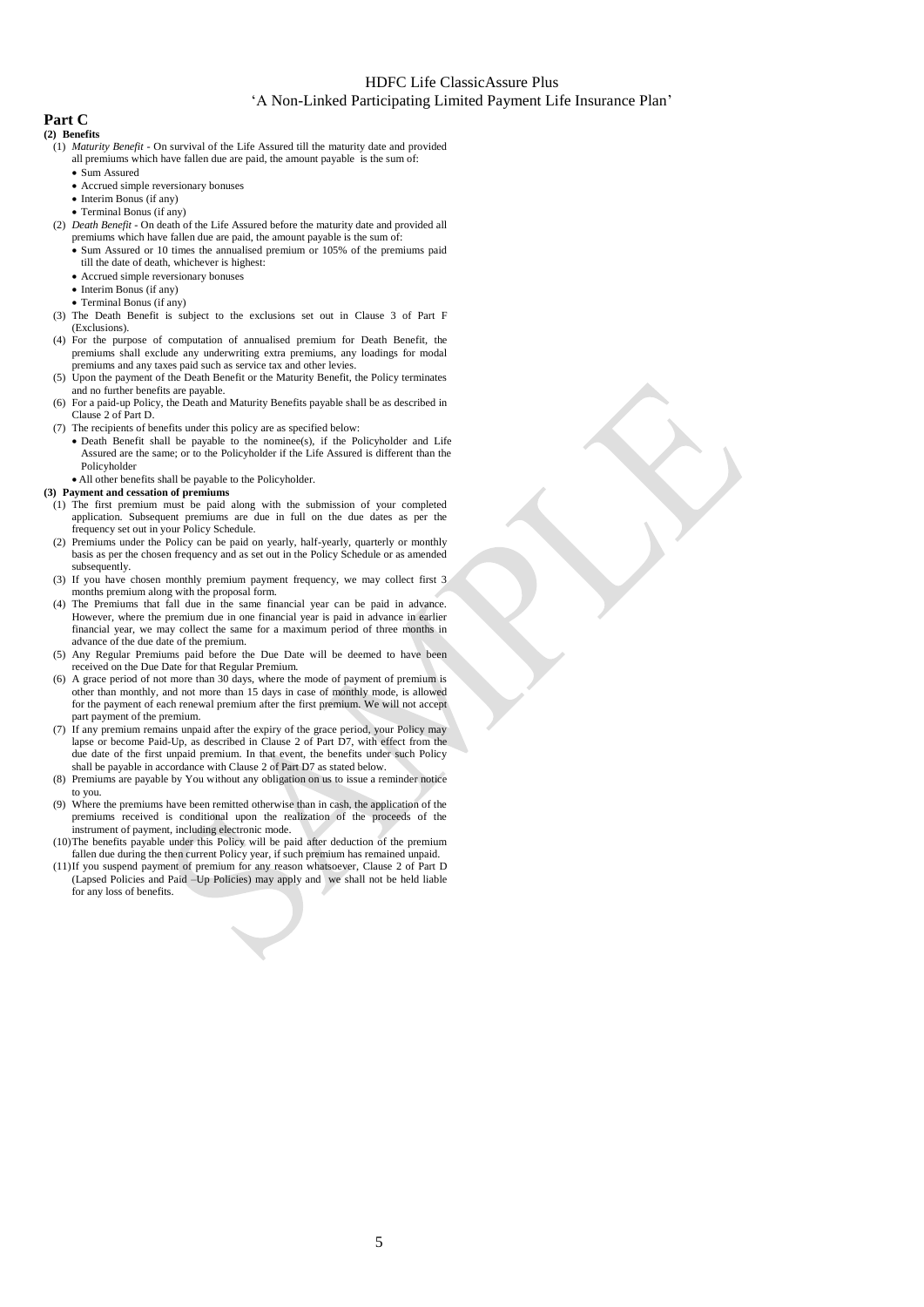## Part C

**(2) Benefits**

(1) *Maturity Benefit* - On survival of the Life Assured till the maturity date and provided all premiums which have fallen due are paid, the amount payable is the sum of:

- Sum Assured
- Accrued simple reversionary bonuses
- Interim Bonus (if any)
- Terminal Bonus (if any)

(2) *Death Benefit* - On death of the Life Assured before the maturity date and provided all premiums which have fallen due are paid, the amount payable is the sum of:

- Sum Assured or 10 times the annualised premium or 105% of the premiums paid till the date of death, whichever is highest:
- Accrued simple reversionary bonuses
- Interim Bonus (if any)
- Terminal Bonus (if any)

(3) The Death Benefit is subject to the exclusions set out in Clause 3 of Part F (Exclusions).

(4) For the purpose of computation of annualised premium for Death Benefit, the premiums shall exclude any underwriting extra premiums, any loadings for modal premiums and any taxes paid such as service tax and other levies.

(5) Upon the payment of the Death Benefit or the Maturity Benefit, the Policy terminates and no further benefits are payable.

(6) For a paid-up Policy, the Death and Maturity Benefits payable shall be as described in Clause 2 of Part D.

(7) The recipients of benefits under this policy are as specified below:

- Death Benefit shall be payable to the nominee(s), if the Policyholder and Life Assured are the same; or to the Policyholder if the Life Assured is different than the Policyholder
- All other benefits shall be payable to the Policyholder.

**(3) Payment and cessation of premiums**

(1) The first premium must be paid along with the submission of your completed application. Subsequent premiums are due in full on the due dates as per the frequency set out in your Policy Schedule.

(2) Premiums under the Policy can be paid on yearly, half-yearly, quarterly or monthly basis as per the chosen frequency and as set out in the Policy Schedule or as amended subsequently.

(3) If you have chosen monthly premium payment frequency, we may collect first 3 months premium along with the proposal form.

(4) The Premiums that fall due in the same financial year can be paid in advance. However, where the premium due in one financial year is paid in advance in earlier financial year, we may collect the same for a maximum period of three months in advance of the due date of the premium.

(5) Any Regular Premiums paid before the Due Date will be deemed to have been received on the Due Date for that Regular Premium.

(6) A grace period of not more than 30 days, where the mode of payment of premium is other than monthly, and not more than 15 days in case of monthly mode, is allowed for the payment of each renewal premium after the first premium. We will not accept part payment of the premium.

(7) If any premium remains unpaid after the expiry of the grace period, your Policy may lapse or become Paid-Up, as described in Clause 2 of Part D7, with effect from the due date of the first unpaid premium. In that event, the benefits under such Policy shall be payable in accordance with Clause 2 of Part D7 as stated below.

(8) Premiums are payable by You without any obligation on us to issue a reminder notice to you.

(9) Where the premiums have been remitted otherwise than in cash, the application of the premiums received is conditional upon the realization of the proceeds of the instrument of payment, including electronic mode.

(10) The benefits payable under this Policy will be paid after deduction of the premium fallen due during the then current Policy year, if such premium has remained unpaid.

(11) If you suspend payment of premium for any reason whatsoever, Clause 2 of Part D (Lapsed Policies and Paid –Up Policies) may apply and we shall not be held liable for any loss of benefits.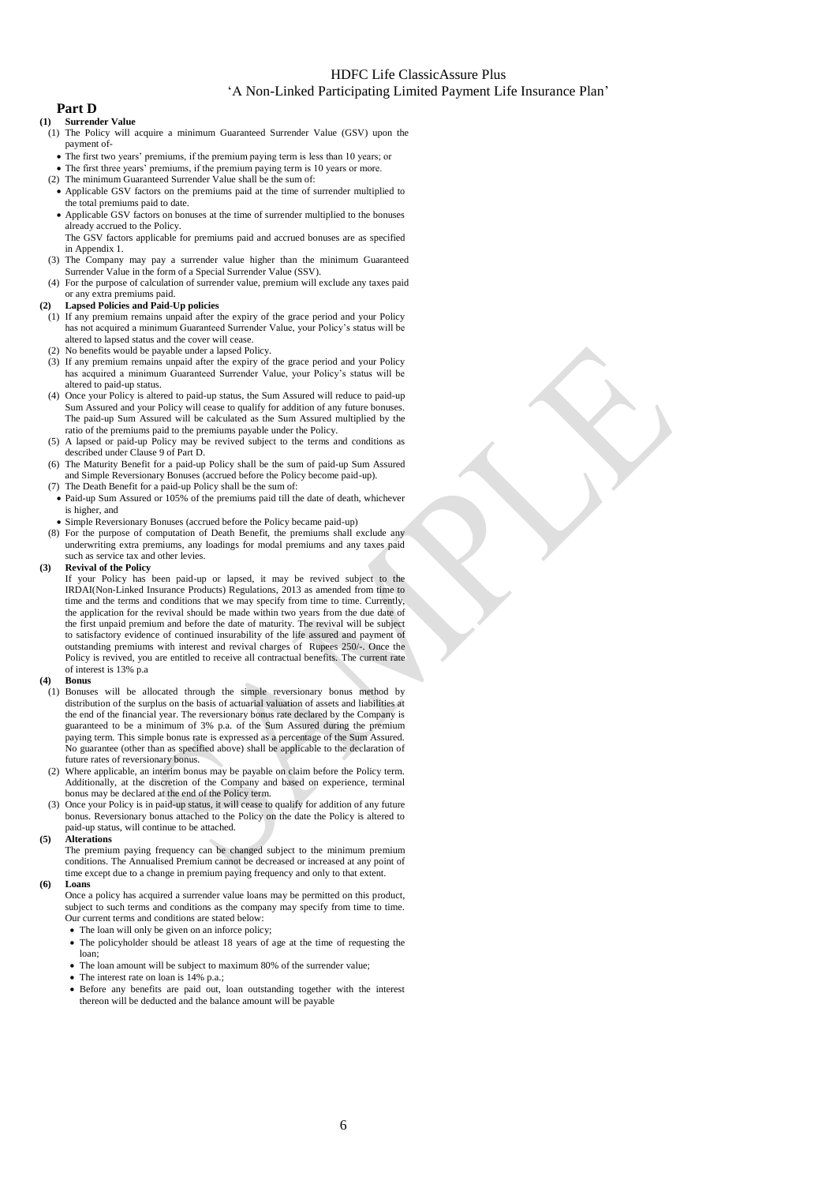## Part D

**(1) Surrender Value**

(1) The Policy will acquire a minimum Guaranteed Surrender Value (GSV) upon the payment of-

- The first two years' premiums, if the premium paying term is less than 10 years; or
- The first three years' premiums, if the premium paying term is 10 years or more.

(2) The minimum Guaranteed Surrender Value shall be the sum of:

- Applicable GSV factors on the premiums paid at the time of surrender multiplied to the total premiums paid to date.
- Applicable GSV factors on bonuses at the time of surrender multiplied to the bonuses already accrued to the Policy.

The GSV factors applicable for premiums paid and accrued bonuses are as specified in Appendix 1.

(3) The Company may pay a surrender value higher than the minimum Guaranteed Surrender Value in the form of a Special Surrender Value (SSV).

(4) For the purpose of calculation of surrender value, premium will exclude any taxes paid or any extra premiums paid.

**(2) Lapsed Policies and Paid-Up policies**

(1) If any premium remains unpaid after the expiry of the grace period and your Policy has not acquired a minimum Guaranteed Surrender Value, your Policy's status will be altered to lapsed status and the cover will cease.

(2) No benefits would be payable under a lapsed Policy.

(3) If any premium remains unpaid after the expiry of the grace period and your Policy has acquired a minimum Guaranteed Surrender Value, your Policy's status will be altered to paid-up status.

(4) Once your Policy is altered to paid-up status, the Sum Assured will reduce to paid-up Sum Assured and your Policy will cease to qualify for addition of any future bonuses. The paid-up Sum Assured will be calculated as the Sum Assured multiplied by the ratio of the premiums paid to the premiums payable under the Policy.

(5) A lapsed or paid-up Policy may be revived subject to the terms and conditions as described under Clause 9 of Part D.

(6) The Maturity Benefit for a paid-up Policy shall be the sum of paid-up Sum Assured and Simple Reversionary Bonuses (accrued before the Policy become paid-up).

(7) The Death Benefit for a paid-up Policy shall be the sum of:

- Paid-up Sum Assured or 105% of the premiums paid till the date of death, whichever is higher, and
- Simple Reversionary Bonuses (accrued before the Policy became paid-up)

(8) For the purpose of computation of Death Benefit, the premiums shall exclude any underwriting extra premiums, any loadings for modal premiums and any taxes paid such as service tax and other levies.

**(3) Revival of the Policy**

If your Policy has been paid-up or lapsed, it may be revived subject to the IRDAI(Non-Linked Insurance Products) Regulations, 2013 as amended from time to time and the terms and conditions that we may specify from time to time. Currently, the application for the revival should be made within two years from the due date of the first unpaid premium and before the date of maturity. The revival will be subject to satisfactory evidence of continued insurability of the life assured and payment of outstanding premiums with interest and revival charges of Rupees 250/-. Once the Policy is revived, you are entitled to receive all contractual benefits. The current rate of interest is 13% p.a

**(4) Bonus**

(1) Bonuses will be allocated through the simple reversionary bonus method by distribution of the surplus on the basis of actuarial valuation of assets and liabilities at the end of the financial year. The reversionary bonus rate declared by the Company is guaranteed to be a minimum of 3% p.a. of the Sum Assured during the premium paying term. This simple bonus rate is expressed as a percentage of the Sum Assured. No guarantee (other than as specified above) shall be applicable to the declaration of future rates of reversionary bonus.

(2) Where applicable, an interim bonus may be payable on claim before the Policy term. Additionally, at the discretion of the Company and based on experience, terminal bonus may be declared at the end of the Policy term.

(3) Once your Policy is in paid-up status, it will cease to qualify for addition of any future bonus. Reversionary bonus attached to the Policy on the date the Policy is altered to paid-up status, will continue to be attached.

**(5) Alterations**

The premium paying frequency can be changed subject to the minimum premium conditions. The Annualised Premium cannot be decreased or increased at any point of time except due to a change in premium paying frequency and only to that extent.

**(6) Loans**

Once a policy has acquired a surrender value loans may be permitted on this product, subject to such terms and conditions as the company may specify from time to time. Our current terms and conditions are stated below:

- The loan will only be given on an inforce policy;
- The policyholder should be atleast 18 years of age at the time of requesting the loan;
- The loan amount will be subject to maximum 80% of the surrender value;
- The interest rate on loan is 14% p.a.;
- Before any benefits are paid out, loan outstanding together with the interest thereon will be deducted and the balance amount will be payable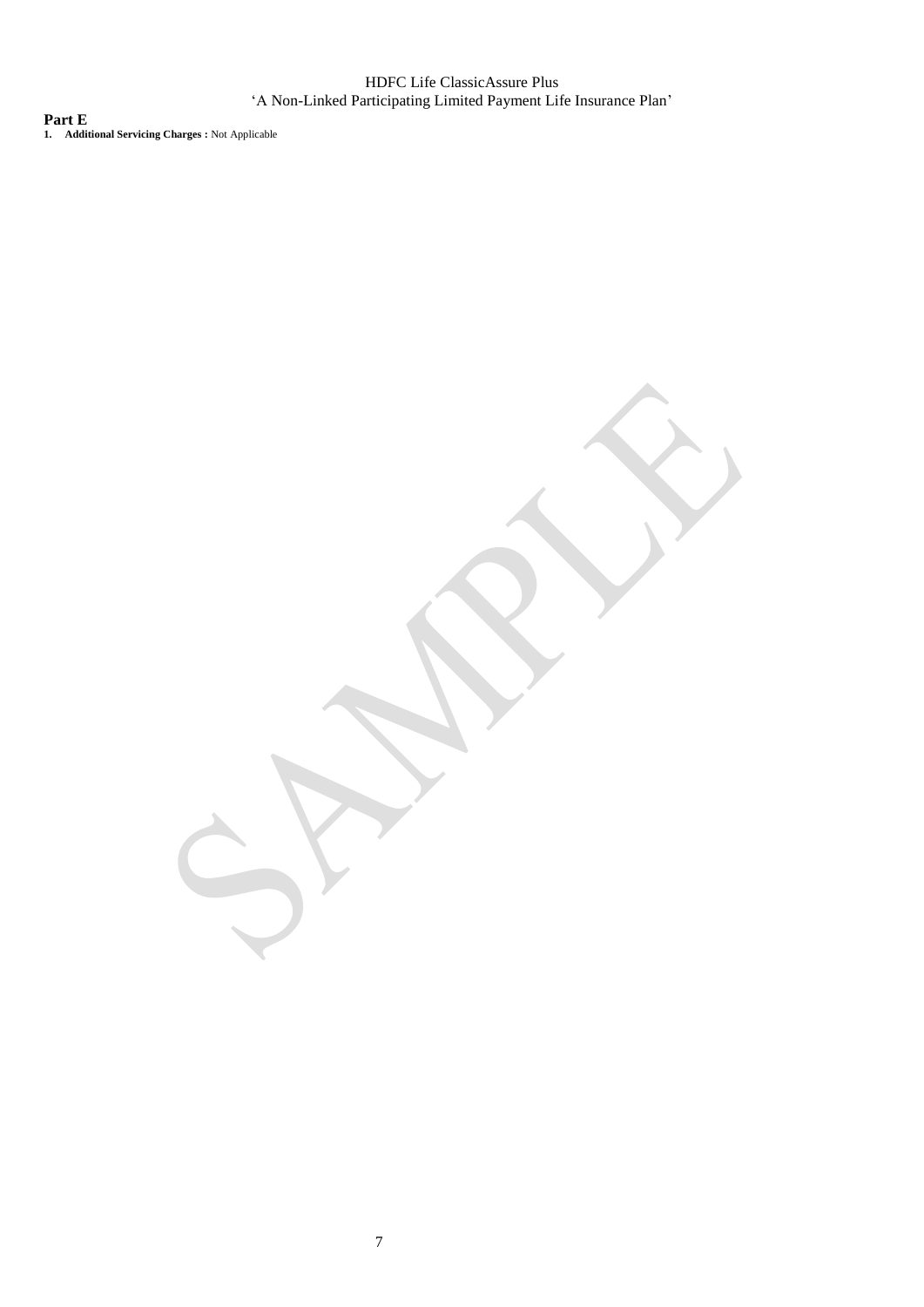**Part E**

1. **Additional Servicing Charges :** Not Applicable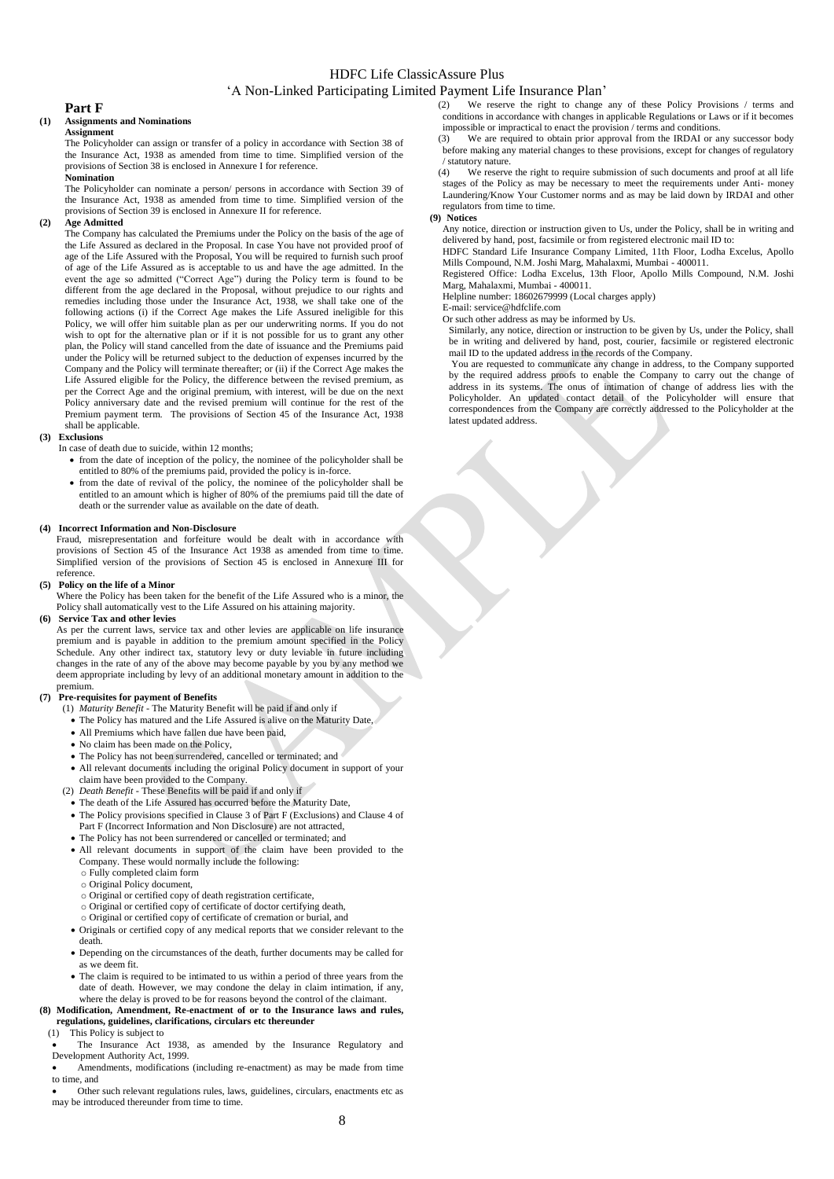## Part F

**(1) Assignments and Nominations**

**Assignment**

The Policyholder can assign or transfer of a policy in accordance with Section 38 of the Insurance Act, 1938 as amended from time to time. Simplified version of the provisions of Section 38 is enclosed in Annexure I for reference.

**Nomination**

The Policyholder can nominate a person/ persons in accordance with Section 39 of the Insurance Act, 1938 as amended from time to time. Simplified version of the provisions of Section 39 is enclosed in Annexure II for reference.

**(2) Age Admitted**

The Company has calculated the Premiums under the Policy on the basis of the age of the Life Assured as declared in the Proposal. In case You have not provided proof of age of the Life Assured with the Proposal, You will be required to furnish such proof of age of the Life Assured as is acceptable to us and have the age admitted. In the event the age so admitted ("Correct Age") during the Policy term is found to be different from the age declared in the Proposal, without prejudice to our rights and remedies including those under the Insurance Act, 1938, we shall take one of the following actions (i) if the Correct Age makes the Life Assured ineligible for this Policy, we will offer him suitable plan as per our underwriting norms. If you do not wish to opt for the alternative plan or if it is not possible for us to grant any other plan, the Policy will stand cancelled from the date of issuance and the Premiums paid under the Policy will be returned subject to the deduction of expenses incurred by the Company and the Policy will terminate thereafter; or (ii) if the Correct Age makes the Life Assured eligible for the Policy, the difference between the revised premium, as per the Correct Age and the original premium, with interest, will be due on the next Policy anniversary date and the revised premium will continue for the rest of the Premium payment term. The provisions of Section 45 of the Insurance Act, 1938 shall be applicable.

**(3) Exclusions**

In case of death due to suicide, within 12 months;

- from the date of inception of the policy, the nominee of the policyholder shall be entitled to 80% of the premiums paid, provided the policy is in-force.
- from the date of revival of the policy, the nominee of the policyholder shall be entitled to an amount which is higher of 80% of the premiums paid till the date of death or the surrender value as available on the date of death.

**(4) Incorrect Information and Non-Disclosure**

Fraud, misrepresentation and forfeiture would be dealt with in accordance with provisions of Section 45 of the Insurance Act 1938 as amended from time to time. Simplified version of the provisions of Section 45 is enclosed in Annexure III for reference.

**(5) Policy on the life of a Minor**

Where the Policy has been taken for the benefit of the Life Assured who is a minor, the Policy shall automatically vest to the Life Assured on his attaining majority.

**(6) Service Tax and other levies**

As per the current laws, service tax and other levies are applicable on life insurance premium and is payable in addition to the premium amount specified in the Policy Schedule. Any other indirect tax, statutory levy or duty leviable in future including changes in the rate of any of the above may become payable by you by any method we deem appropriate including by levy of an additional monetary amount in addition to the premium.

**(7) Pre-requisites for payment of Benefits**

(1) *Maturity Benefit* - The Maturity Benefit will be paid if and only if

- The Policy has matured and the Life Assured is alive on the Maturity Date,
- All Premiums which have fallen due have been paid,
- No claim has been made on the Policy,
- The Policy has not been surrendered, cancelled or terminated; and
- All relevant documents including the original Policy document in support of your claim have been provided to the Company.

(2) *Death Benefit* - These Benefits will be paid if and only if

- The death of the Life Assured has occurred before the Maturity Date,
- The Policy provisions specified in Clause 3 of Part F (Exclusions) and Clause 4 of Part F (Incorrect Information and Non Disclosure) are not attracted,
- The Policy has not been surrendered or cancelled or terminated; and
- All relevant documents in support of the claim have been provided to the Company. These would normally include the following:
  - Fully completed claim form
  - Original Policy document,
  - Original or certified copy of death registration certificate,
  - Original or certified copy of certificate of doctor certifying death,
  - Original or certified copy of certificate of cremation or burial, and
- Originals or certified copy of any medical reports that we consider relevant to the death.
- Depending on the circumstances of the death, further documents may be called for as we deem fit.
- The claim is required to be intimated to us within a period of three years from the date of death. However, we may condone the delay in claim intimation, if any, where the delay is proved to be for reasons beyond the control of the claimant.

**(8) Modification, Amendment, Re-enactment of or to the Insurance laws and rules, regulations, guidelines, clarifications, circulars etc thereunder**

(1) This Policy is subject to

- The Insurance Act 1938, as amended by the Insurance Regulatory and Development Authority Act, 1999.
- Amendments, modifications (including re-enactment) as may be made from time to time, and
- Other such relevant regulations rules, laws, guidelines, circulars, enactments etc as may be introduced thereunder from time to time.

(2) We reserve the right to change any of these Policy Provisions / terms and conditions in accordance with changes in applicable Regulations or Laws or if it becomes impossible or impractical to enact the provision / terms and conditions.

(3) We are required to obtain prior approval from the IRDAI or any successor body before making any material changes to these provisions, except for changes of regulatory / statutory nature.

(4) We reserve the right to require submission of such documents and proof at all life stages of the Policy as may be necessary to meet the requirements under Anti- money Laundering/Know Your Customer norms and as may be laid down by IRDAI and other regulators from time to time.

**(9) Notices**

Any notice, direction or instruction given to Us, under the Policy, shall be in writing and delivered by hand, post, facsimile or from registered electronic mail ID to:

HDFC Standard Life Insurance Company Limited, 11th Floor, Lodha Excelus, Apollo Mills Compound, N.M. Joshi Marg, Mahalaxmi, Mumbai - 400011.

Registered Office: Lodha Excelus, 13th Floor, Apollo Mills Compound, N.M. Joshi Marg, Mahalaxmi, Mumbai - 400011.

Helpline number: 18602679999 (Local charges apply)

E-mail: service@hdfclife.com

Or such other address as may be informed by Us.

Similarly, any notice, direction or instruction to be given by Us, under the Policy, shall be in writing and delivered by hand, post, courier, facsimile or registered electronic mail ID to the updated address in the records of the Company.

You are requested to communicate any change in address, to the Company supported by the required address proofs to enable the Company to carry out the change of address in its systems. The onus of intimation of change of address lies with the Policyholder. An updated contact detail of the Policyholder will ensure that correspondences from the Company are correctly addressed to the Policyholder at the latest updated address.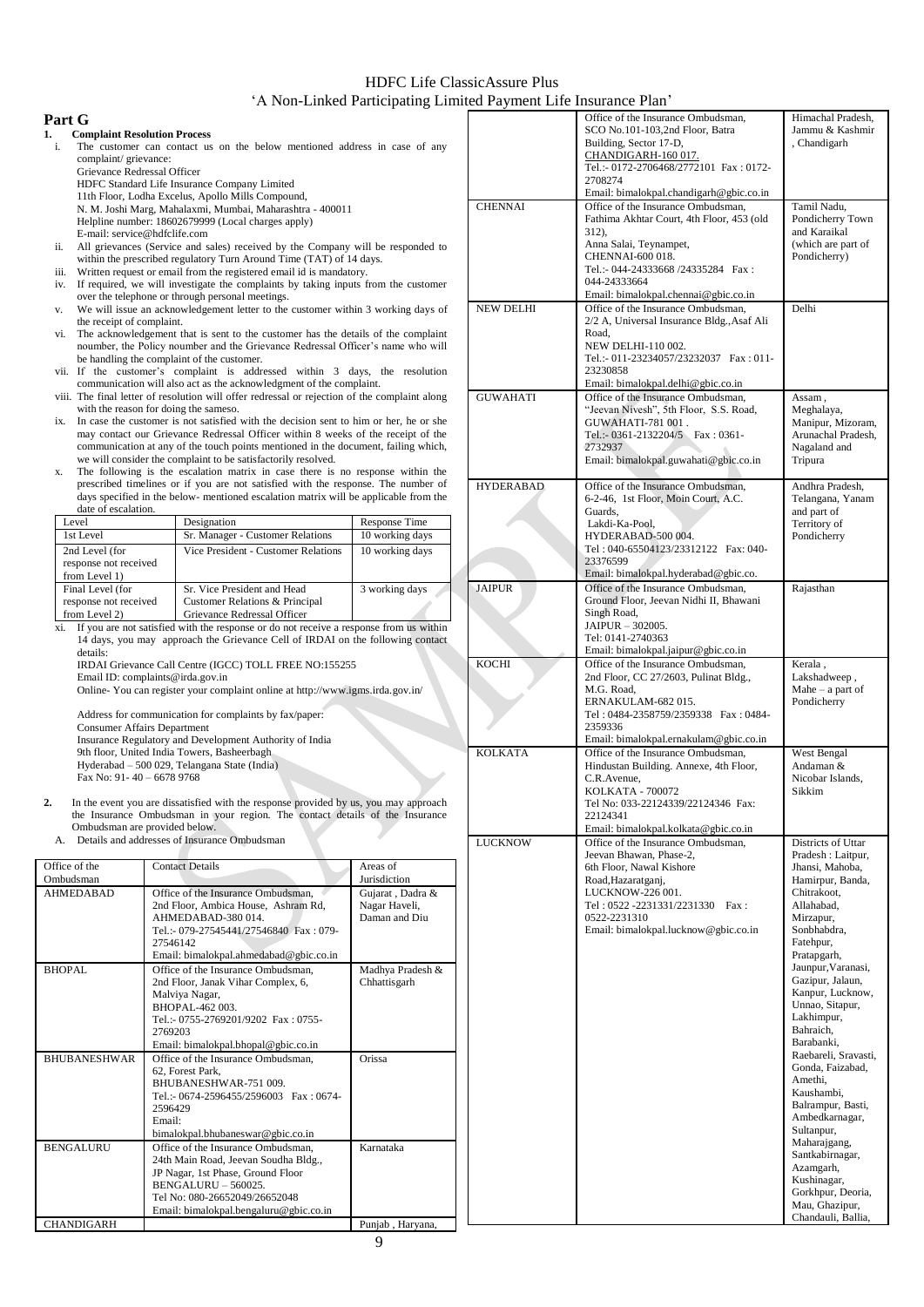## Part G

### 1. Complaint Resolution Process

i. The customer can contact us on the below mentioned address in case of any complaint/ grievance:
Grievance Redressal Officer
HDFC Standard Life Insurance Company Limited
11th Floor, Lodha Excelus, Apollo Mills Compound,
N. M. Joshi Marg, Mahalaxmi, Mumbai, Maharashtra - 400011
Helpline number: 18602679999 (Local charges apply)
E-mail: service@hdfclife.com

ii. All grievances (Service and sales) received by the Company will be responded to within the prescribed regulatory Turn Around Time (TAT) of 14 days.

iii. Written request or email from the registered email id is mandatory.

iv. If required, we will investigate the complaints by taking inputs from the customer over the telephone or through personal meetings.

v. We will issue an acknowledgement letter to the customer within 3 working days of the receipt of complaint.

vi. The acknowledgement that is sent to the customer has the details of the complaint number, the Policy noumber and the Grievance Redressal Officer's name who will be handling the complaint of the customer.

vii. If the customer's complaint is addressed within 3 days, the resolution communication will also act as the acknowledgment of the complaint.

viii. The final letter of resolution will offer redressal or rejection of the complaint along with the reason for doing the sameso.

ix. In case the customer is not satisfied with the decision sent to him or her, he or she may contact our Grievance Redressal Officer within 8 weeks of the receipt of the communication at any of the touch points mentioned in the document, failing which, we will consider the complaint to be satisfactorily resolved.

x. The following is the escalation matrix in case there is no response within the prescribed timelines or if you are not satisfied with the response. The number of days specified in the below- mentioned escalation matrix will be applicable from the date of escalation.

| Level | Designation | Response Time |
|---|---|---|
| 1st Level | Sr. Manager - Customer Relations | 10 working days |
| 2nd Level (for response not received from Level 1) | Vice President - Customer Relations | 10 working days |
| Final Level (for response not received from Level 2) | Sr. Vice President and Head Customer Relations & Principal Grievance Redressal Officer | 3 working days |

xi. If you are not satisfied with the response or do not receive a response from us within 14 days, you may approach the Grievance Cell of IRDAI on the following contact details:
IRDAI Grievance Call Centre (IGCC) TOLL FREE NO:155255
Email ID: complaints@irda.gov.in
Online- You can register your complaint online at http://www.igms.irda.gov.in/

Address for communication for complaints by fax/paper:
Consumer Affairs Department
Insurance Regulatory and Development Authority of India
9th floor, United India Towers, Basheerbagh
Hyderabad – 500 029, Telangana State (India)
Fax No: 91- 40 – 6678 9768

### 2. In the event you are dissatisfied with the response provided by us, you may approach the Insurance Ombudsman in your region. The contact details of the Insurance Ombudsman are provided below.

A. Details and addresses of Insurance Ombudsman

| Office of the Ombudsman | Contact Details | Areas of Jurisdiction |
|---|---|---|
| AHMEDABAD | Office of the Insurance Ombudsman, 2nd Floor, Ambica House, Ashram Rd, AHMEDABAD-380 014. Tel.:- 079-27545441/27546840 Fax : 079-27546142 Email: bimalokpal.ahmedabad@gbic.co.in | Gujarat , Dadra & Nagar Haveli, Daman and Diu |
| BHOPAL | Office of the Insurance Ombudsman, 2nd Floor, Janak Vihar Complex, 6, Malviya Nagar, BHOPAL-462 003. Tel.:- 0755-2769201/9202 Fax : 0755-2769203 Email: bimalokpal.bhopal@gbic.co.in | Madhya Pradesh & Chhattisgarh |
| BHUBANESHWAR | Office of the Insurance Ombudsman, 62, Forest Park, BHUBANESHWAR-751 009. Tel.:- 0674-2596455/2596003 Fax : 0674-2596429 Email: bimalokpal.bhubaneswar@gbic.co.in | Orissa |
| BENGALURU | Office of the Insurance Ombudsman, 24th Main Road, Jeevan Soudha Bldg., JP Nagar, 1st Phase, Ground Floor BENGALURU – 560025. Tel No: 080-26652049/26652048 Email: bimalokpal.bengaluru@gbic.co.in | Karnataka |
| CHANDIGARH | Office of the Insurance Ombudsman, SCO No.101-103,2nd Floor, Batra Building, Sector 17-D, CHANDIGARH-160 017. Tel.:- 0172-2706468/2772101 Fax : 0172-2708274 Email: bimalokpal.chandigarh@gbic.co.in | Punjab , Haryana, Himachal Pradesh, Jammu & Kashmir , Chandigarh |
| CHENNAI | Office of the Insurance Ombudsman, Fathima Akhtar Court, 4th Floor, 453 (old 312), Anna Salai, Teynampet, CHENNAI-600 018. Tel.:- 044-24333668 /24335284 Fax : 044-24333664 Email: bimalokpal.chennai@gbic.co.in | Tamil Nadu, Pondicherry Town and Karaikal (which are part of Pondicherry) |
| NEW DELHI | Office of the Insurance Ombudsman, 2/2 A, Universal Insurance Bldg.,Asaf Ali Road, NEW DELHI-110 002. Tel.:- 011-23234057/23232037 Fax : 011-23230858 Email: bimalokpal.delhi@gbic.co.in | Delhi |
| GUWAHATI | Office of the Insurance Ombudsman, "Jeevan Nivesh", 5th Floor, S.S. Road, GUWAHATI-781 001 . Tel.:- 0361-2132204/5 Fax : 0361-2732937 Email: bimalokpal.guwahati@gbic.co.in | Assam , Meghalaya, Manipur, Mizoram, Arunachal Pradesh, Nagaland and Tripura |
| HYDERABAD | Office of the Insurance Ombudsman, 6-2-46, 1st Floor, Moin Court, A.C. Guards, Lakdi-Ka-Pool, HYDERABAD-500 004. Tel : 040-65504123/23312122 Fax: 040-23376599 Email: bimalokpal.hyderabad@gbic.co. | Andhra Pradesh, Telangana, Yanam and part of Territory of Pondicherry |
| JAIPUR | Office of the Insurance Ombudsman, Ground Floor, Jeevan Nidhi II, Bhawani Singh Road, JAIPUR – 302005. Tel: 0141-2740363 Email: bimalokpal.jaipur@gbic.co.in | Rajasthan |
| KOCHI | Office of the Insurance Ombudsman, 2nd Floor, CC 27/2603, Pulinat Bldg., M.G. Road, ERNAKULAM-682 015. Tel : 0484-2358759/2359338 Fax : 0484-2359336 Email: bimalokpal.ernakulam@gbic.co.in | Kerala , Lakshadweep , Mahe – a part of Pondicherry |
| KOLKATA | Office of the Insurance Ombudsman, Hindustan Building. Annexe, 4th Floor, C.R.Avenue, KOLKATA - 700072 Tel No: 033-22124339/22124346 Fax: 22124341 Email: bimalokpal.kolkata@gbic.co.in | West Bengal Andaman & Nicobar Islands, Sikkim |
| LUCKNOW | Office of the Insurance Ombudsman, Jeevan Bhawan, Phase-2, 6th Floor, Nawal Kishore Road,Hazaratganj, LUCKNOW-226 001. Tel : 0522 -2231331/2231330 Fax : 0522-2231310 Email: bimalokpal.lucknow@gbic.co.in | Districts of Uttar Pradesh : Laitpur, Jhansi, Mahoba, Hamirpur, Banda, Chitrakoot, Allahabad, Mirzapur, Sonbhabdra, Fatehpur, Pratapgarh, Jaunpur,Varanasi, Gazipur, Jalaun, Kanpur, Lucknow, Unnao, Sitapur, Lakhimpur, Bahraich, Barabanki, Raebareli, Sravasti, Gonda, Faizabad, Amethi, Kaushambi, Balrampur, Basti, Ambedkarnagar, Sultanpur, Maharajgang, Santkabirnagar, Azamgarh, Kushinagar, Gorkhpur, Deoria, Mau, Ghazipur, Chandauli, Ballia, |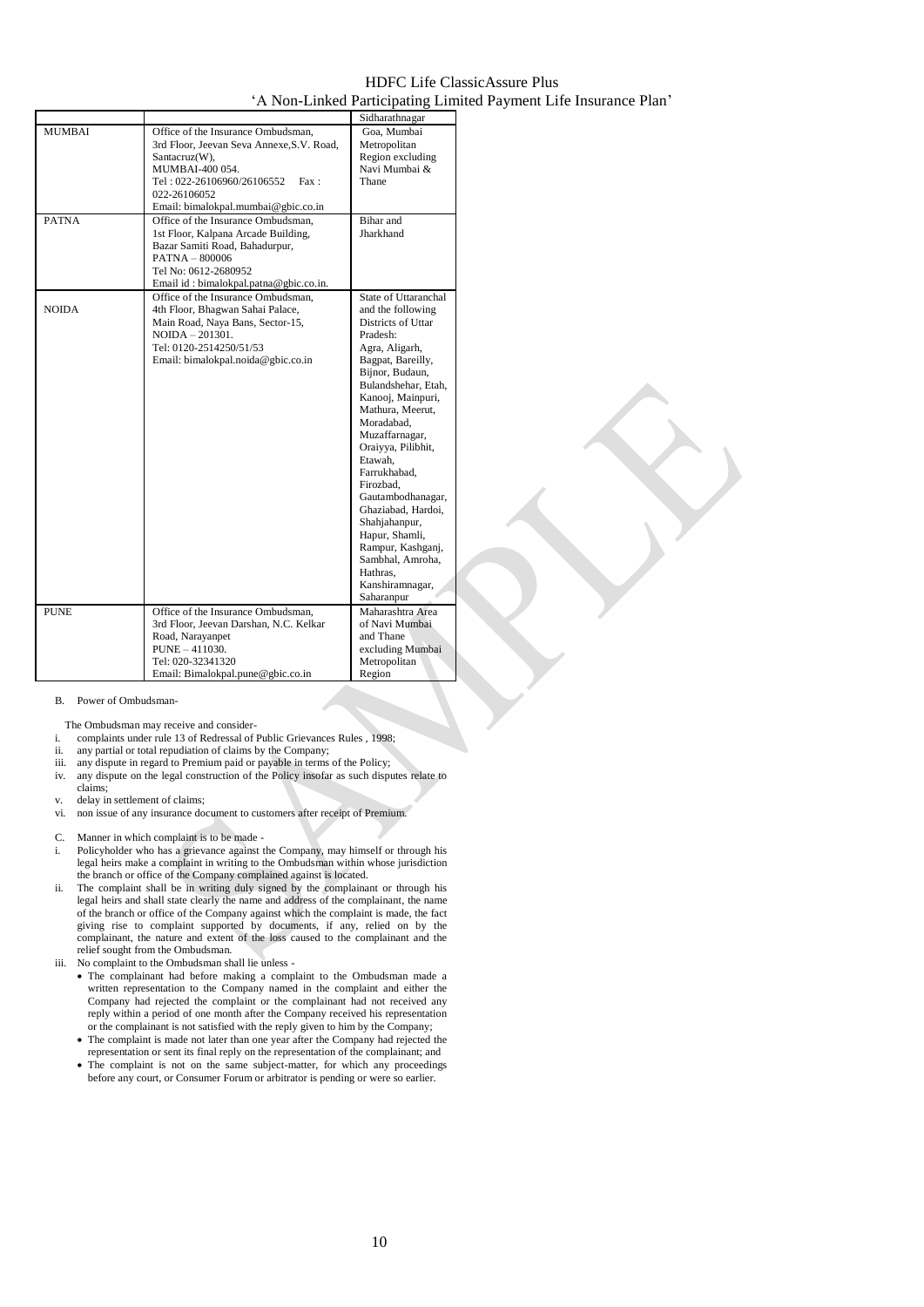| | | Sidharathnagar |
|---|---|---|
| MUMBAI | Office of the Insurance Ombudsman, 3rd Floor, Jeevan Seva Annexe,S.V. Road, Santacruz(W), MUMBAI-400 054. Tel : 022-26106960/26106552 Fax : 022-26106052 Email: bimalokpal.mumbai@gbic.co.in | Goa, Mumbai Metropolitan Region excluding Navi Mumbai & Thane |
| PATNA | Office of the Insurance Ombudsman, 1st Floor, Kalpana Arcade Building, Bazar Samiti Road, Bahadurpur, PATNA – 800006 Tel No: 0612-2680952 Email id : bimalokpal.patna@gbic.co.in. | Bihar and Jharkhand |
| NOIDA | Office of the Insurance Ombudsman, 4th Floor, Bhagwan Sahai Palace, Main Road, Naya Bans, Sector-15, NOIDA – 201301. Tel: 0120-2514250/51/53 Email: bimalokpal.noida@gbic.co.in | State of Uttaranchal and the following Districts of Uttar Pradesh: Agra, Aligarh, Bagpat, Bareilly, Bijnor, Budaun, Bulandshehar, Etah, Kanooj, Mainpuri, Mathura, Meerut, Moradabad, Muzaffarnagar, Oraiyya, Pilibhit, Etawah, Farrukhabad, Firozbad, Gautambodhanagar, Ghaziabad, Hardoi, Shahjahanpur, Hapur, Shamli, Rampur, Kashganj, Sambhal, Amroha, Hathras, Kanshiramnagar, Saharanpur |
| PUNE | Office of the Insurance Ombudsman, 3rd Floor, Jeevan Darshan, N.C. Kelkar Road, Narayanpet PUNE – 411030. Tel: 020-32341320 Email: Bimalokpal.pune@gbic.co.in | Maharashtra Area of Navi Mumbai and Thane excluding Mumbai Metropolitan Region |

B. Power of Ombudsman-

The Ombudsman may receive and consider-

i. complaints under rule 13 of Redressal of Public Grievances Rules , 1998;
ii. any partial or total repudiation of claims by the Company;
iii. any dispute in regard to Premium paid or payable in terms of the Policy;
iv. any dispute on the legal construction of the Policy insofar as such disputes relate to claims;
v. delay in settlement of claims;
vi. non issue of any insurance document to customers after receipt of Premium.

C. Manner in which complaint is to be made -

i. Policyholder who has a grievance against the Company, may himself or through his legal heirs make a complaint in writing to the Ombudsman within whose jurisdiction the branch or office of the Company complained against is located.
ii. The complaint shall be in writing duly signed by the complainant or through his legal heirs and shall state clearly the name and address of the complainant, the name of the branch or office of the Company against which the complaint is made, the fact giving rise to complaint supported by documents, if any, relied on by the complainant, the nature and extent of the loss caused to the complainant and the relief sought from the Ombudsman.
iii. No complaint to the Ombudsman shall lie unless -
    - The complainant had before making a complaint to the Ombudsman made a written representation to the Company named in the complaint and either the Company had rejected the complaint or the complainant had not received any reply within a period of one month after the Company received his representation or the complainant is not satisfied with the reply given to him by the Company;
    - The complaint is made not later than one year after the Company had rejected the representation or sent its final reply on the representation of the complainant; and
    - The complaint is not on the same subject-matter, for which any proceedings before any court, or Consumer Forum or arbitrator is pending or were so earlier.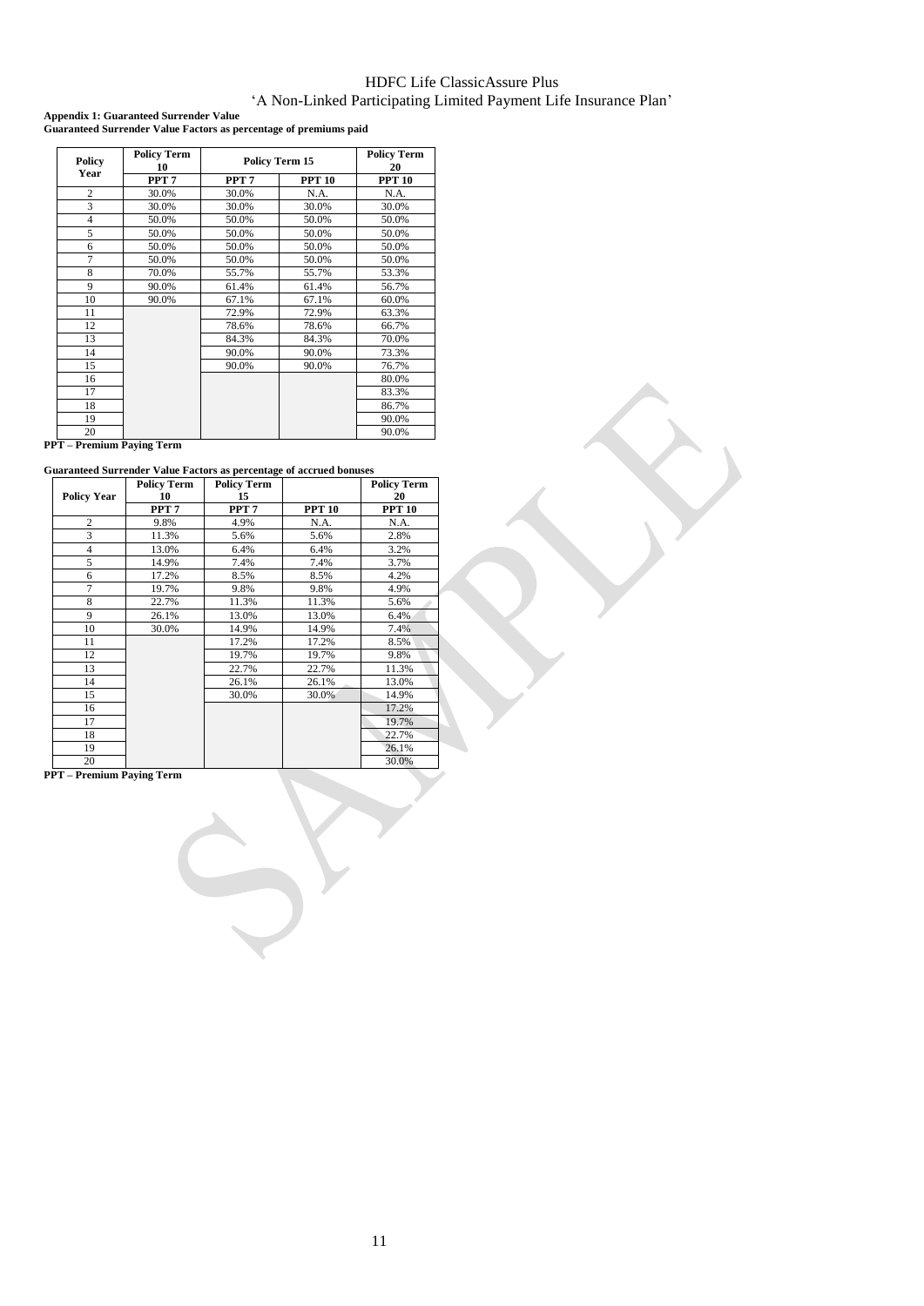**Appendix 1: Guaranteed Surrender Value**

**Guaranteed Surrender Value Factors as percentage of premiums paid**

| Policy Year | Policy Term 10 | Policy Term 15 | | Policy Term 20 |
|---|---|---|---|---|
| | PPT 7 | PPT 7 | PPT 10 | PPT 10 |
| 2 | 30.0% | 30.0% | N.A. | N.A. |
| 3 | 30.0% | 30.0% | 30.0% | 30.0% |
| 4 | 50.0% | 50.0% | 50.0% | 50.0% |
| 5 | 50.0% | 50.0% | 50.0% | 50.0% |
| 6 | 50.0% | 50.0% | 50.0% | 50.0% |
| 7 | 50.0% | 50.0% | 50.0% | 50.0% |
| 8 | 70.0% | 55.7% | 55.7% | 53.3% |
| 9 | 90.0% | 61.4% | 61.4% | 56.7% |
| 10 | 90.0% | 67.1% | 67.1% | 60.0% |
| 11 | | 72.9% | 72.9% | 63.3% |
| 12 | | 78.6% | 78.6% | 66.7% |
| 13 | | 84.3% | 84.3% | 70.0% |
| 14 | | 90.0% | 90.0% | 73.3% |
| 15 | | 90.0% | 90.0% | 76.7% |
| 16 | | | | 80.0% |
| 17 | | | | 83.3% |
| 18 | | | | 86.7% |
| 19 | | | | 90.0% |
| 20 | | | | 90.0% |

**PPT – Premium Paying Term**

**Guaranteed Surrender Value Factors as percentage of accrued bonuses**

| Policy Year | Policy Term 10 | Policy Term 15 | | Policy Term 20 |
|---|---|---|---|---|
| | PPT 7 | PPT 7 | PPT 10 | PPT 10 |
| 2 | 9.8% | 4.9% | N.A. | N.A. |
| 3 | 11.3% | 5.6% | 5.6% | 2.8% |
| 4 | 13.0% | 6.4% | 6.4% | 3.2% |
| 5 | 14.9% | 7.4% | 7.4% | 3.7% |
| 6 | 17.2% | 8.5% | 8.5% | 4.2% |
| 7 | 19.7% | 9.8% | 9.8% | 4.9% |
| 8 | 22.7% | 11.3% | 11.3% | 5.6% |
| 9 | 26.1% | 13.0% | 13.0% | 6.4% |
| 10 | 30.0% | 14.9% | 14.9% | 7.4% |
| 11 | | 17.2% | 17.2% | 8.5% |
| 12 | | 19.7% | 19.7% | 9.8% |
| 13 | | 22.7% | 22.7% | 11.3% |
| 14 | | 26.1% | 26.1% | 13.0% |
| 15 | | 30.0% | 30.0% | 14.9% |
| 16 | | | | 17.2% |
| 17 | | | | 19.7% |
| 18 | | | | 22.7% |
| 19 | | | | 26.1% |
| 20 | | | | 30.0% |

**PPT – Premium Paying Term**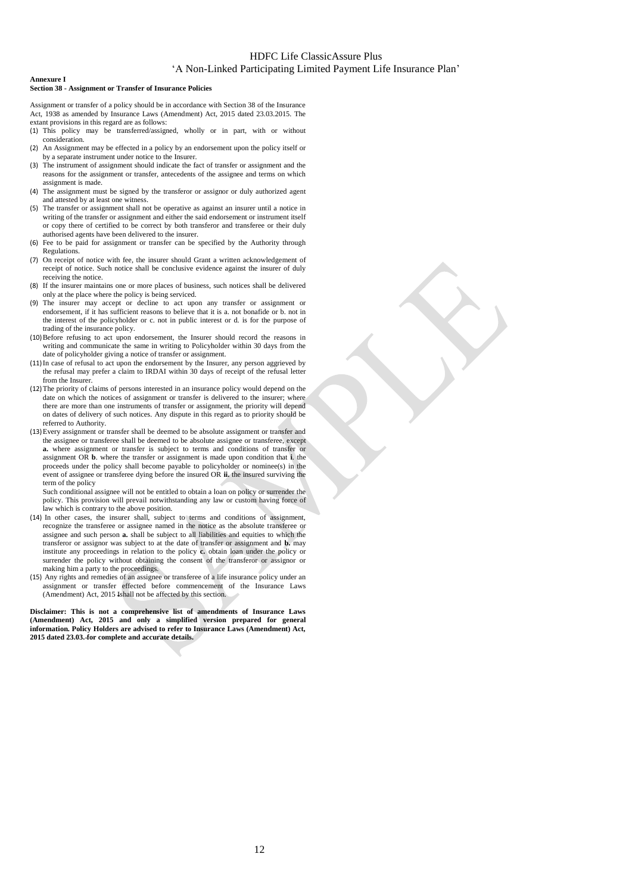**Annexure I**

**Section 38 - Assignment or Transfer of Insurance Policies**

Assignment or transfer of a policy should be in accordance with Section 38 of the Insurance Act, 1938 as amended by Insurance Laws (Amendment) Act, 2015 dated 23.03.2015. The extant provisions in this regard are as follows:

(1) This policy may be transferred/assigned, wholly or in part, with or without consideration.

(2) An Assignment may be effected in a policy by an endorsement upon the policy itself or by a separate instrument under notice to the Insurer.

(3) The instrument of assignment should indicate the fact of transfer or assignment and the reasons for the assignment or transfer, antecedents of the assignee and terms on which assignment is made.

(4) The assignment must be signed by the transferor or assignor or duly authorized agent and attested by at least one witness.

(5) The transfer or assignment shall not be operative as against an insurer until a notice in writing of the transfer or assignment and either the said endorsement or instrument itself or copy there of certified to be correct by both transferor and transferee or their duly authorised agents have been delivered to the insurer.

(6) Fee to be paid for assignment or transfer can be specified by the Authority through Regulations.

(7) On receipt of notice with fee, the insurer should Grant a written acknowledgement of receipt of notice. Such notice shall be conclusive evidence against the insurer of duly receiving the notice.

(8) If the insurer maintains one or more places of business, such notices shall be delivered only at the place where the policy is being serviced.

(9) The insurer may accept or decline to act upon any transfer or assignment or endorsement, if it has sufficient reasons to believe that it is a. not bonafide or b. not in the interest of the policyholder or c. not in public interest or d. is for the purpose of trading of the insurance policy.

(10) Before refusing to act upon endorsement, the Insurer should record the reasons in writing and communicate the same in writing to Policyholder within 30 days from the date of policyholder giving a notice of transfer or assignment.

(11) In case of refusal to act upon the endorsement by the Insurer, any person aggrieved by the refusal may prefer a claim to IRDAI within 30 days of receipt of the refusal letter from the Insurer.

(12) The priority of claims of persons interested in an insurance policy would depend on the date on which the notices of assignment or transfer is delivered to the insurer; where there are more than one instruments of transfer or assignment, the priority will depend on dates of delivery of such notices. Any dispute in this regard as to priority should be referred to Authority.

(13) Every assignment or transfer shall be deemed to be absolute assignment or transfer and the assignee or transferee shall be deemed to be absolute assignee or transferee, except **a.** where assignment or transfer is subject to terms and conditions of transfer or assignment OR **b**. where the transfer or assignment is made upon condition that **i**. the proceeds under the policy shall become payable to policyholder or nominee(s) in the event of assignee or transferee dying before the insured OR **ii.** the insured surviving the term of the policy

Such conditional assignee will not be entitled to obtain a loan on policy or surrender the policy. This provision will prevail notwithstanding any law or custom having force of law which is contrary to the above position.

(14) In other cases, the insurer shall, subject to terms and conditions of assignment, recognize the transferee or assignee named in the notice as the absolute transferee or assignee and such person **a.** shall be subject to all liabilities and equities to which the transferor or assignor was subject to at the date of transfer or assignment and **b.** may institute any proceedings in relation to the policy **c.** obtain loan under the policy or surrender the policy without obtaining the consent of the transferor or assignor or making him a party to the proceedings.

(15) Any rights and remedies of an assignee or transferee of a life insurance policy under an assignment or transfer effected before commencement of the Insurance Laws (Amendment) Act, 2015 shall not be affected by this section.

**Disclaimer: This is not a comprehensive list of amendments of Insurance Laws (Amendment) Act, 2015 and only a simplified version prepared for general information. Policy Holders are advised to refer to Insurance Laws (Amendment) Act, 2015 dated 23.03. for complete and accurate details.**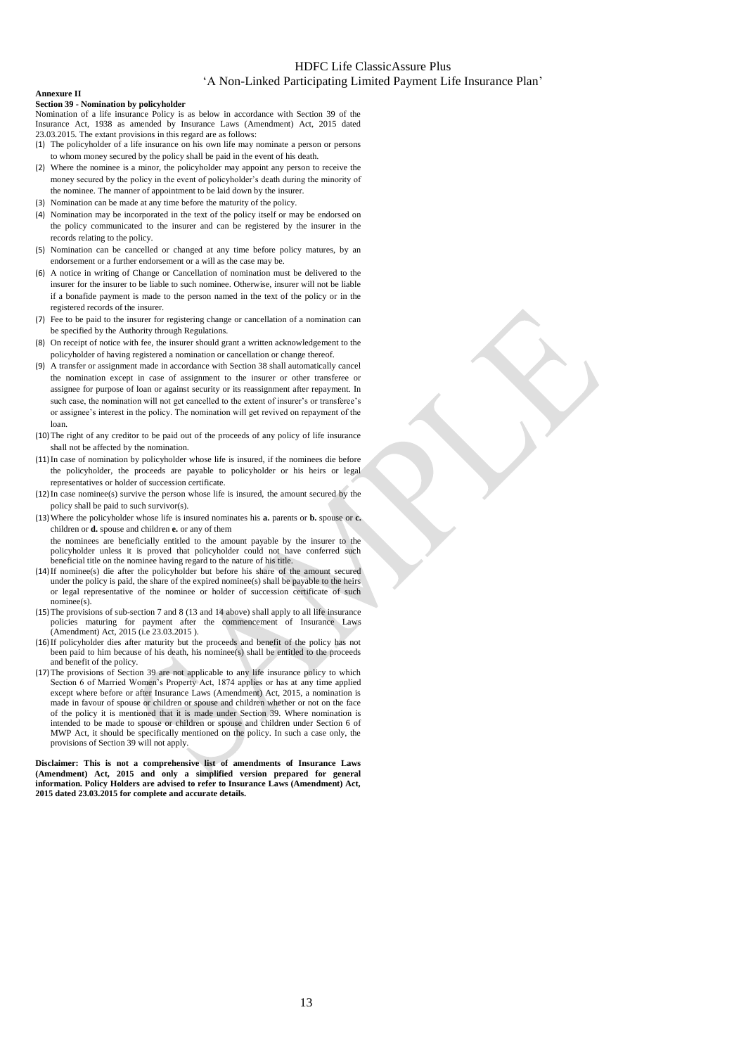**Annexure II**

**Section 39 - Nomination by policyholder**

Nomination of a life insurance Policy is as below in accordance with Section 39 of the Insurance Act, 1938 as amended by Insurance Laws (Amendment) Act, 2015 dated 23.03.2015. The extant provisions in this regard are as follows:

(1) The policyholder of a life insurance on his own life may nominate a person or persons to whom money secured by the policy shall be paid in the event of his death.
(2) Where the nominee is a minor, the policyholder may appoint any person to receive the money secured by the policy in the event of policyholder's death during the minority of the nominee. The manner of appointment to be laid down by the insurer.
(3) Nomination can be made at any time before the maturity of the policy.
(4) Nomination may be incorporated in the text of the policy itself or may be endorsed on the policy communicated to the insurer and can be registered by the insurer in the records relating to the policy.
(5) Nomination can be cancelled or changed at any time before policy matures, by an endorsement or a further endorsement or a will as the case may be.
(6) A notice in writing of Change or Cancellation of nomination must be delivered to the insurer for the insurer to be liable to such nominee. Otherwise, insurer will not be liable if a bonafide payment is made to the person named in the text of the policy or in the registered records of the insurer.
(7) Fee to be paid to the insurer for registering change or cancellation of a nomination can be specified by the Authority through Regulations.
(8) On receipt of notice with fee, the insurer should grant a written acknowledgement to the policyholder of having registered a nomination or cancellation or change thereof.
(9) A transfer or assignment made in accordance with Section 38 shall automatically cancel the nomination except in case of assignment to the insurer or other transferee or assignee for purpose of loan or against security or its reassignment after repayment. In such case, the nomination will not get cancelled to the extent of insurer's or transferee's or assignee's interest in the policy. The nomination will get revived on repayment of the loan.
(10) The right of any creditor to be paid out of the proceeds of any policy of life insurance shall not be affected by the nomination.
(11) In case of nomination by policyholder whose life is insured, if the nominees die before the policyholder, the proceeds are payable to policyholder or his heirs or legal representatives or holder of succession certificate.
(12) In case nominee(s) survive the person whose life is insured, the amount secured by the policy shall be paid to such survivor(s).
(13) Where the policyholder whose life is insured nominates his **a.** parents or **b.** spouse or **c.** children or **d.** spouse and children **e.** or any of them

    the nominees are beneficially entitled to the amount payable by the insurer to the policyholder unless it is proved that policyholder could not have conferred such beneficial title on the nominee having regard to the nature of his title.
(14) If nominee(s) die after the policyholder but before his share of the amount secured under the policy is paid, the share of the expired nominee(s) shall be payable to the heirs or legal representative of the nominee or holder of succession certificate of such nominee(s).
(15) The provisions of sub-section 7 and 8 (13 and 14 above) shall apply to all life insurance policies maturing for payment after the commencement of Insurance Laws (Amendment) Act, 2015 (i.e 23.03.2015 ).
(16) If policyholder dies after maturity but the proceeds and benefit of the policy has not been paid to him because of his death, his nominee(s) shall be entitled to the proceeds and benefit of the policy.
(17) The provisions of Section 39 are not applicable to any life insurance policy to which Section 6 of Married Women's Property Act, 1874 applies or has at any time applied except where before or after Insurance Laws (Amendment) Act, 2015, a nomination is made in favour of spouse or children or spouse and children whether or not on the face of the policy it is mentioned that it is made under Section 39. Where nomination is intended to be made to spouse or children or spouse and children under Section 6 of MWP Act, it should be specifically mentioned on the policy. In such a case only, the provisions of Section 39 will not apply.

**Disclaimer: This is not a comprehensive list of amendments of Insurance Laws (Amendment) Act, 2015 and only a simplified version prepared for general information. Policy Holders are advised to refer to Insurance Laws (Amendment) Act, 2015 dated 23.03.2015 for complete and accurate details.**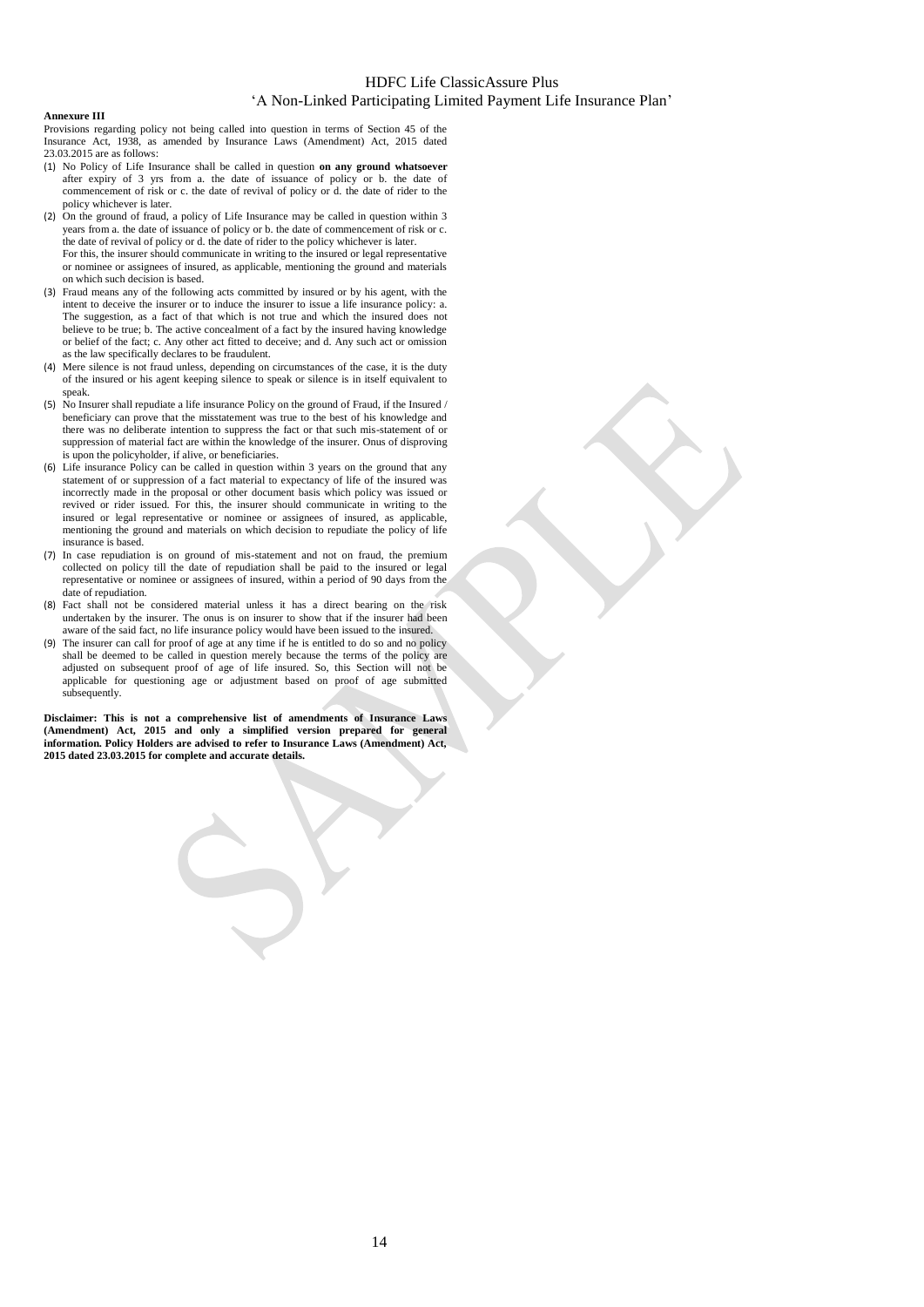**Annexure III**

Provisions regarding policy not being called into question in terms of Section 45 of the Insurance Act, 1938, as amended by Insurance Laws (Amendment) Act, 2015 dated 23.03.2015 are as follows:

(1) No Policy of Life Insurance shall be called in question **on any ground whatsoever** after expiry of 3 yrs from a. the date of issuance of policy or b. the date of commencement of risk or c. the date of revival of policy or d. the date of rider to the policy whichever is later.

(2) On the ground of fraud, a policy of Life Insurance may be called in question within 3 years from a. the date of issuance of policy or b. the date of commencement of risk or c. the date of revival of policy or d. the date of rider to the policy whichever is later.
For this, the insurer should communicate in writing to the insured or legal representative or nominee or assignees of insured, as applicable, mentioning the ground and materials on which such decision is based.

(3) Fraud means any of the following acts committed by insured or by his agent, with the intent to deceive the insurer or to induce the insurer to issue a life insurance policy: a. The suggestion, as a fact of that which is not true and which the insured does not believe to be true; b. The active concealment of a fact by the insured having knowledge or belief of the fact; c. Any other act fitted to deceive; and d. Any such act or omission as the law specifically declares to be fraudulent.

(4) Mere silence is not fraud unless, depending on circumstances of the case, it is the duty of the insured or his agent keeping silence to speak or silence is in itself equivalent to speak.

(5) No Insurer shall repudiate a life insurance Policy on the ground of Fraud, if the Insured / beneficiary can prove that the misstatement was true to the best of his knowledge and there was no deliberate intention to suppress the fact or that such mis-statement of or suppression of material fact are within the knowledge of the insurer. Onus of disproving is upon the policyholder, if alive, or beneficiaries.

(6) Life insurance Policy can be called in question within 3 years on the ground that any statement of or suppression of a fact material to expectancy of life of the insured was incorrectly made in the proposal or other document basis which policy was issued or revived or rider issued. For this, the insurer should communicate in writing to the insured or legal representative or nominee or assignees of insured, as applicable, mentioning the ground and materials on which decision to repudiate the policy of life insurance is based.

(7) In case repudiation is on ground of mis-statement and not on fraud, the premium collected on policy till the date of repudiation shall be paid to the insured or legal representative or nominee or assignees of insured, within a period of 90 days from the date of repudiation.

(8) Fact shall not be considered material unless it has a direct bearing on the risk undertaken by the insurer. The onus is on insurer to show that if the insurer had been aware of the said fact, no life insurance policy would have been issued to the insured.

(9) The insurer can call for proof of age at any time if he is entitled to do so and no policy shall be deemed to be called in question merely because the terms of the policy are adjusted on subsequent proof of age of life insured. So, this Section will not be applicable for questioning age or adjustment based on proof of age submitted subsequently.

**Disclaimer: This is not a comprehensive list of amendments of Insurance Laws (Amendment) Act, 2015 and only a simplified version prepared for general information. Policy Holders are advised to refer to Insurance Laws (Amendment) Act, 2015 dated 23.03.2015 for complete and accurate details.**